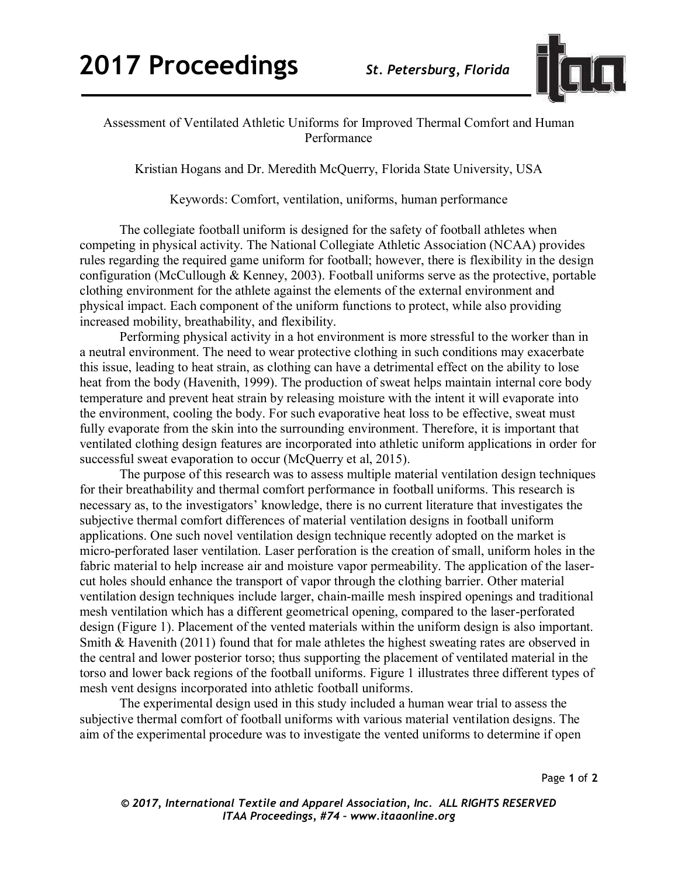# Assessment of Ventilated Athletic Uniforms for Improved Thermal Comfort and Human Performance

Kristian Hogans and Dr. Meredith McQuerry, Florida State University, USA

Keywords: Comfort, ventilation, uniforms, human performance

The collegiate football uniform is designed for the safety of football athletes when competing in physical activity. The National Collegiate Athletic Association (NCAA) provides rules regarding the required game uniform for football; however, there is flexibility in the design configuration (McCullough & Kenney, 2003). Football uniforms serve as the protective, portable clothing environment for the athlete against the elements of the external environment and physical impact. Each component of the uniform functions to protect, while also providing increased mobility, breathability, and flexibility.

Performing physical activity in a hot environment is more stressful to the worker than in a neutral environment. The need to wear protective clothing in such conditions may exacerbate this issue, leading to heat strain, as clothing can have a detrimental effect on the ability to lose heat from the body (Havenith, 1999). The production of sweat helps maintain internal core body temperature and prevent heat strain by releasing moisture with the intent it will evaporate into the environment, cooling the body. For such evaporative heat loss to be effective, sweat must fully evaporate from the skin into the surrounding environment. Therefore, it is important that ventilated clothing design features are incorporated into athletic uniform applications in order for successful sweat evaporation to occur (McQuerry et al, 2015).

The purpose of this research was to assess multiple material ventilation design techniques for their breathability and thermal comfort performance in football uniforms. This research is necessary as, to the investigators' knowledge, there is no current literature that investigates the subjective thermal comfort differences of material ventilation designs in football uniform applications. One such novel ventilation design technique recently adopted on the market is micro-perforated laser ventilation. Laser perforation is the creation of small, uniform holes in the fabric material to help increase air and moisture vapor permeability. The application of the laser-cut holes should enhance the transport of vapor through the clothing barrier. Other material ventilation design techniques include larger, chain-maille mesh inspired openings and traditional mesh ventilation which has a different geometrical opening, compared to the laser-perforated design (Figure 1). Placement of the vented materials within the uniform design is also important. Smith & Havenith (2011) found that for male athletes the highest sweating rates are observed in the central and lower posterior torso; thus supporting the placement of ventilated material in the torso and lower back regions of the football uniforms. Figure 1 illustrates three different types of mesh vent designs incorporated into athletic football uniforms.

The experimental design used in this study included a human wear trial to assess the subjective thermal comfort of football uniforms with various material ventilation designs. The aim of the experimental procedure was to investigate the vented uniforms to determine if open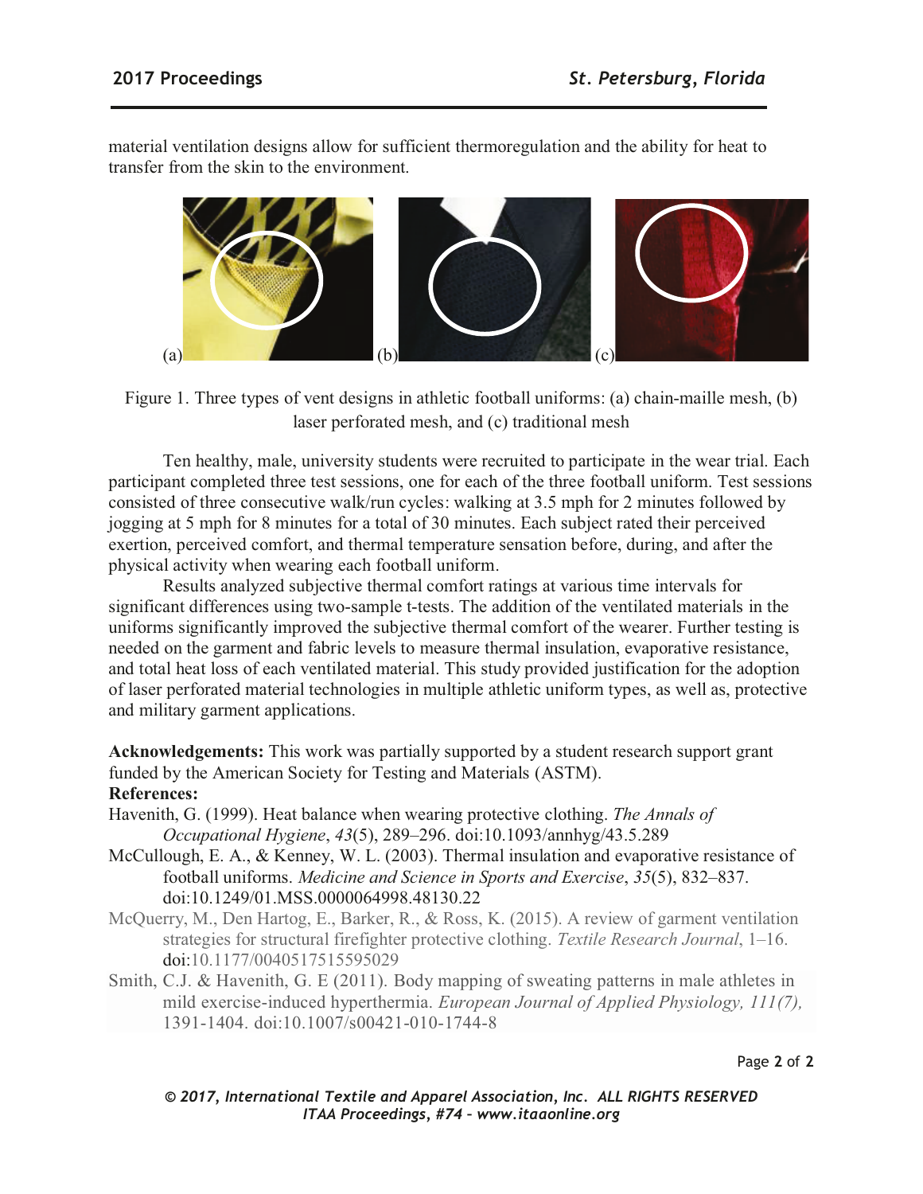material ventilation designs allow for sufficient thermoregulation and the ability for heat to transfer from the skin to the environment.

(a) (b) (c)

Figure 1. Three types of vent designs in athletic football uniforms: (a) chain-maille mesh, (b) laser perforated mesh, and (c) traditional mesh

Ten healthy, male, university students were recruited to participate in the wear trial. Each participant completed three test sessions, one for each of the three football uniform. Test sessions consisted of three consecutive walk/run cycles: walking at 3.5 mph for 2 minutes followed by jogging at 5 mph for 8 minutes for a total of 30 minutes. Each subject rated their perceived exertion, perceived comfort, and thermal temperature sensation before, during, and after the physical activity when wearing each football uniform.

Results analyzed subjective thermal comfort ratings at various time intervals for significant differences using two-sample t-tests. The addition of the ventilated materials in the uniforms significantly improved the subjective thermal comfort of the wearer. Further testing is needed on the garment and fabric levels to measure thermal insulation, evaporative resistance, and total heat loss of each ventilated material. This study provided justification for the adoption of laser perforated material technologies in multiple athletic uniform types, as well as, protective and military garment applications.

**Acknowledgements:** This work was partially supported by a student research support grant funded by the American Society for Testing and Materials (ASTM).

**References:**

Havenith, G. (1999). Heat balance when wearing protective clothing. *The Annals of Occupational Hygiene*, *43*(5), 289–296. doi:10.1093/annhyg/43.5.289

McCullough, E. A., & Kenney, W. L. (2003). Thermal insulation and evaporative resistance of football uniforms. *Medicine and Science in Sports and Exercise*, *35*(5), 832–837. doi:10.1249/01.MSS.0000064998.48130.22

McQuerry, M., Den Hartog, E., Barker, R., & Ross, K. (2015). A review of garment ventilation strategies for structural firefighter protective clothing. *Textile Research Journal*, 1–16. doi:10.1177/0040517515595029

Smith, C.J. & Havenith, G. E (2011). Body mapping of sweating patterns in male athletes in mild exercise-induced hyperthermia. *European Journal of Applied Physiology, 111(7),* 1391-1404. doi:10.1007/s00421-010-1744-8